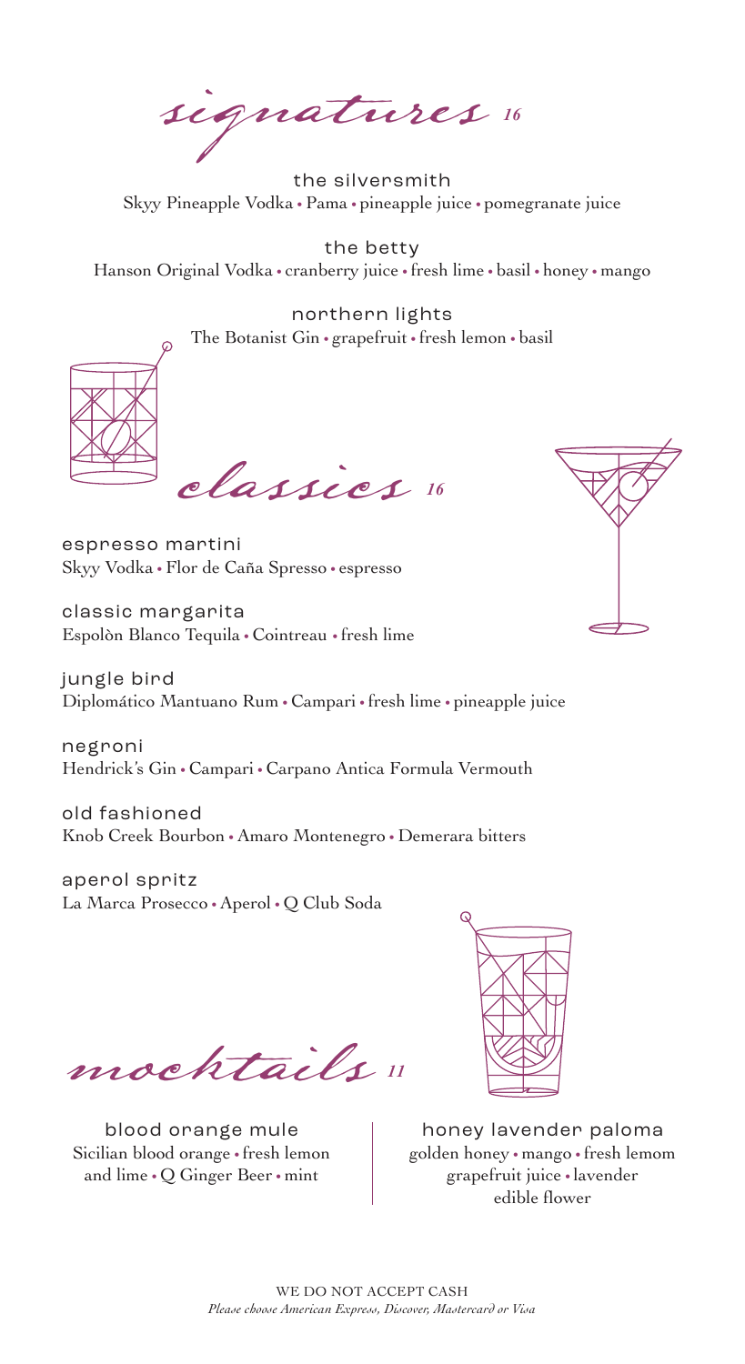# *signatures* 16

**the silversmith**
Skyy Pineapple Vodka • Pama • pineapple juice • pomegranate juice

**the betty**
Hanson Original Vodka • cranberry juice • fresh lime • basil • honey • mango

**northern lights**
The Botanist Gin • grapefruit • fresh lemon • basil

# *classics* 16

**espresso martini**
Skyy Vodka • Flor de Caña Spresso • espresso

**classic margarita**
Espolòn Blanco Tequila • Cointreau • fresh lime

**jungle bird**
Diplomático Mantuano Rum • Campari • fresh lime • pineapple juice

**negroni**
Hendrick's Gin • Campari • Carpano Antica Formula Vermouth

**old fashioned**
Knob Creek Bourbon • Amaro Montenegro • Demerara bitters

**aperol spritz**
La Marca Prosecco • Aperol • Q Club Soda

# *mocktails* 11

**blood orange mule**
Sicilian blood orange • fresh lemon and lime • Q Ginger Beer • mint

**honey lavender paloma**
golden honey • mango • fresh lemom grapefruit juice • lavender edible flower

WE DO NOT ACCEPT CASH
*Please choose American Express, Discover, Mastercard or Visa*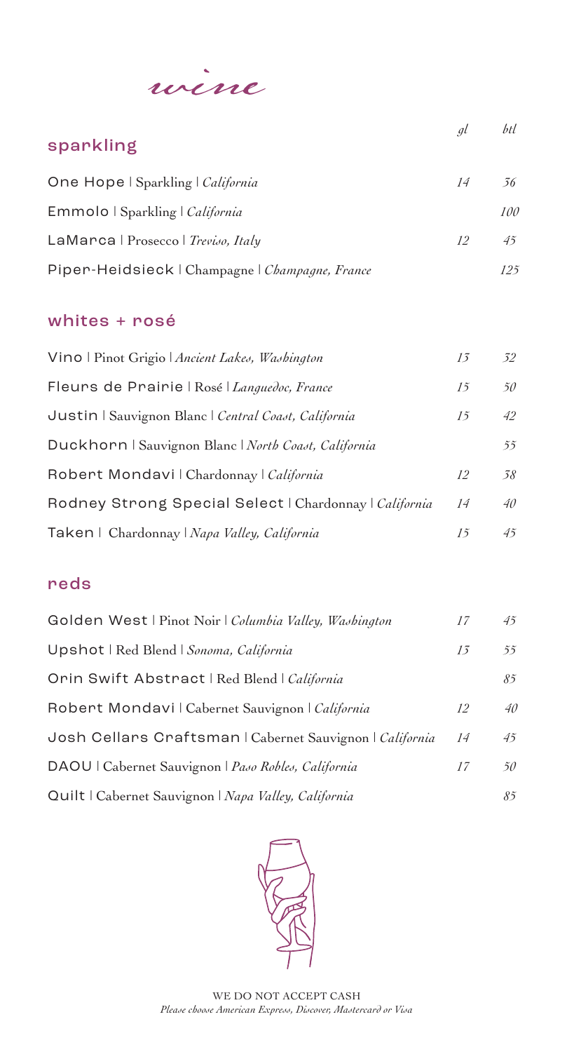# wine

## sparkling

| | gl | btl |
|---|---|---|
| One Hope \| Sparkling \| *California* | 14 | 56 |
| Emmolo \| Sparkling \| *California* | | 100 |
| LaMarca \| Prosecco \| *Treviso, Italy* | 12 | 45 |
| Piper-Heidsieck \| Champagne \| *Champagne, France* | | 125 |

## whites + rosé

| | gl | btl |
|---|---|---|
| Vino \| Pinot Grigio \| *Ancient Lakes, Washington* | 13 | 52 |
| Fleurs de Prairie \| Rosé \| *Languedoc, France* | 15 | 50 |
| Justin \| Sauvignon Blanc \| *Central Coast, California* | 15 | 42 |
| Duckhorn \| Sauvignon Blanc \| *North Coast, California* | | 55 |
| Robert Mondavi \| Chardonnay \| *California* | 12 | 38 |
| Rodney Strong Special Select \| Chardonnay \| *California* | 14 | 40 |
| Taken \| Chardonnay \| *Napa Valley, California* | 15 | 45 |

## reds

| | gl | btl |
|---|---|---|
| Golden West \| Pinot Noir \| *Columbia Valley, Washington* | 17 | 45 |
| Upshot \| Red Blend \| *Sonoma, California* | 13 | 55 |
| Orin Swift Abstract \| Red Blend \| *California* | | 85 |
| Robert Mondavi \| Cabernet Sauvignon \| *California* | 12 | 40 |
| Josh Cellars Craftsman \| Cabernet Sauvignon \| *California* | 14 | 45 |
| DAOU \| Cabernet Sauvignon \| *Paso Robles, California* | 17 | 50 |
| Quilt \| Cabernet Sauvignon \| *Napa Valley, California* | | 85 |

WE DO NOT ACCEPT CASH

*Please choose American Express, Discover, Mastercard or Visa*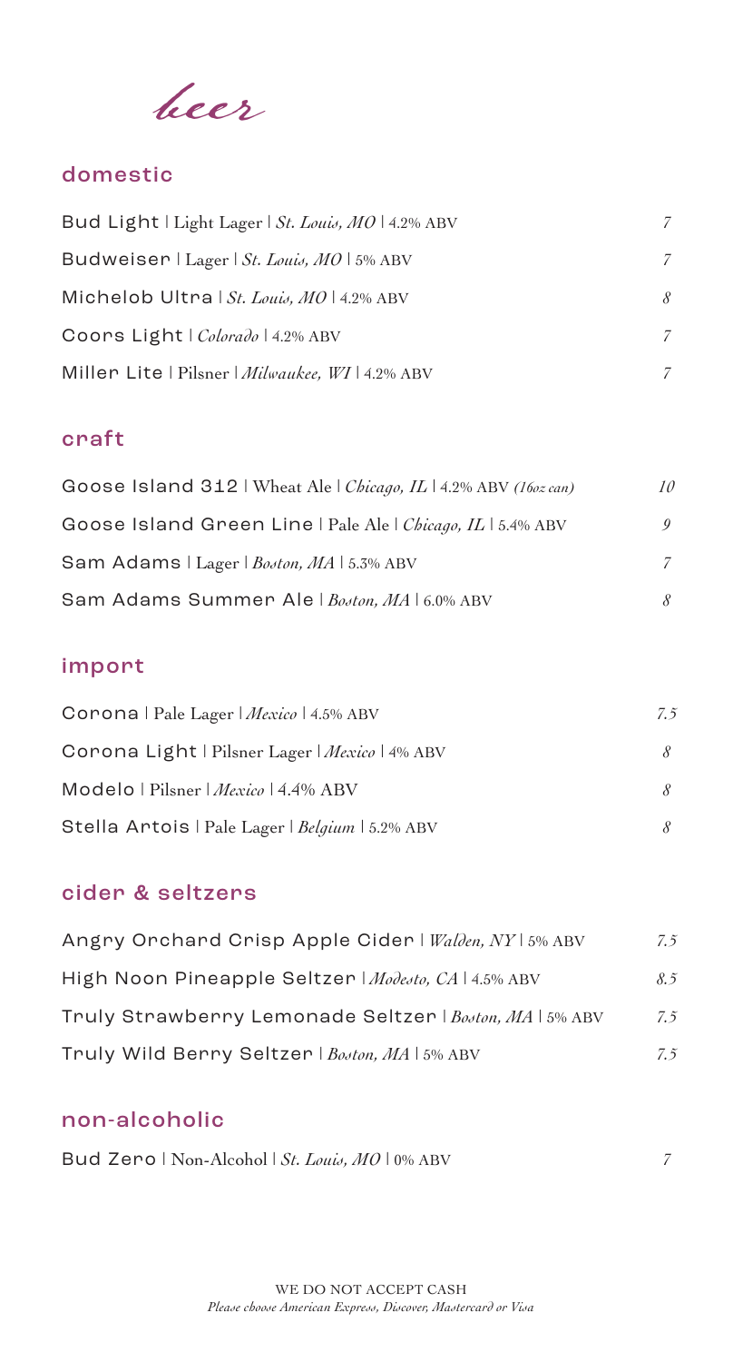# beer

## domestic

| Item | Price |
|---|---|
| Bud Light \| Light Lager \| *St. Louis, MO* \| 4.2% ABV | *7* |
| Budweiser \| Lager \| *St. Louis, MO* \| 5% ABV | *7* |
| Michelob Ultra \| *St. Louis, MO* \| 4.2% ABV | *8* |
| Coors Light \| *Colorado* \| 4.2% ABV | *7* |
| Miller Lite \| Pilsner \| *Milwaukee, WI* \| 4.2% ABV | *7* |

## craft

| Item | Price |
|---|---|
| Goose Island 312 \| Wheat Ale \| *Chicago, IL* \| 4.2% ABV *(16oz can)* | *10* |
| Goose Island Green Line \| Pale Ale \| *Chicago, IL* \| 5.4% ABV | *9* |
| Sam Adams \| Lager \| *Boston, MA* \| 5.3% ABV | *7* |
| Sam Adams Summer Ale \| *Boston, MA* \| 6.0% ABV | *8* |

## import

| Item | Price |
|---|---|
| Corona \| Pale Lager \| *Mexico* \| 4.5% ABV | *7.5* |
| Corona Light \| Pilsner Lager \| *Mexico* \| 4% ABV | *8* |
| Modelo \| Pilsner \| *Mexico* \| 4.4% ABV | *8* |
| Stella Artois \| Pale Lager \| *Belgium* \| 5.2% ABV | *8* |

## cider & seltzers

| Item | Price |
|---|---|
| Angry Orchard Crisp Apple Cider \| *Walden, NY* \| 5% ABV | *7.5* |
| High Noon Pineapple Seltzer \| *Modesto, CA* \| 4.5% ABV | *8.5* |
| Truly Strawberry Lemonade Seltzer \| *Boston, MA* \| 5% ABV | *7.5* |
| Truly Wild Berry Seltzer \| *Boston, MA* \| 5% ABV | *7.5* |

## non-alcoholic

| Item | Price |
|---|---|
| Bud Zero \| Non-Alcohol \| *St. Louis, MO* \| 0% ABV | *7* |

WE DO NOT ACCEPT CASH

*Please choose American Express, Discover, Mastercard or Visa*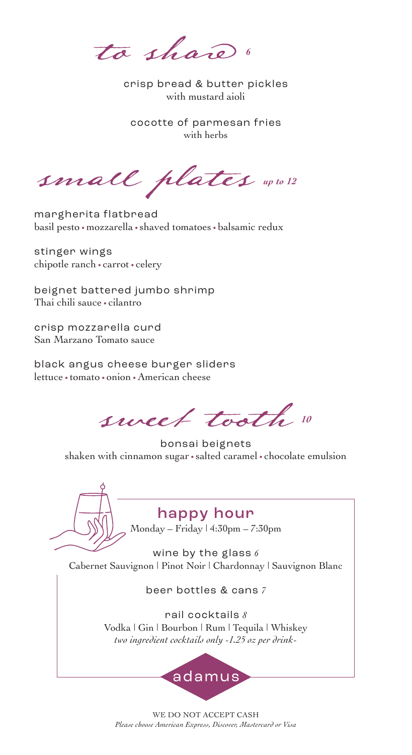## *to share* *6*

crisp bread & butter pickles
with mustard aioli

cocotte of parmesan fries
with herbs

## *small plates* *up to 12*

margherita flatbread
basil pesto • mozzarella • shaved tomatoes • balsamic redux

stinger wings
chipotle ranch • carrot • celery

beignet battered jumbo shrimp
Thai chili sauce • cilantro

crisp mozzarella curd
San Marzano Tomato sauce

black angus cheese burger sliders
lettuce • tomato • onion • American cheese

## *sweet tooth* *10*

bonsai beignets
shaken with cinnamon sugar • salted caramel • chocolate emulsion

## happy hour

Monday – Friday | 4:30pm – 7:30pm

wine by the glass *6*
Cabernet Sauvignon | Pinot Noir | Chardonnay | Sauvignon Blanc

beer bottles & cans *7*

rail cocktails *8*
Vodka | Gin | Bourbon | Rum | Tequila | Whiskey
*two ingredient cocktails only -1.25 oz per drink-*

adamus

WE DO NOT ACCEPT CASH
*Please choose American Express, Discover, Mastercard or Visa*